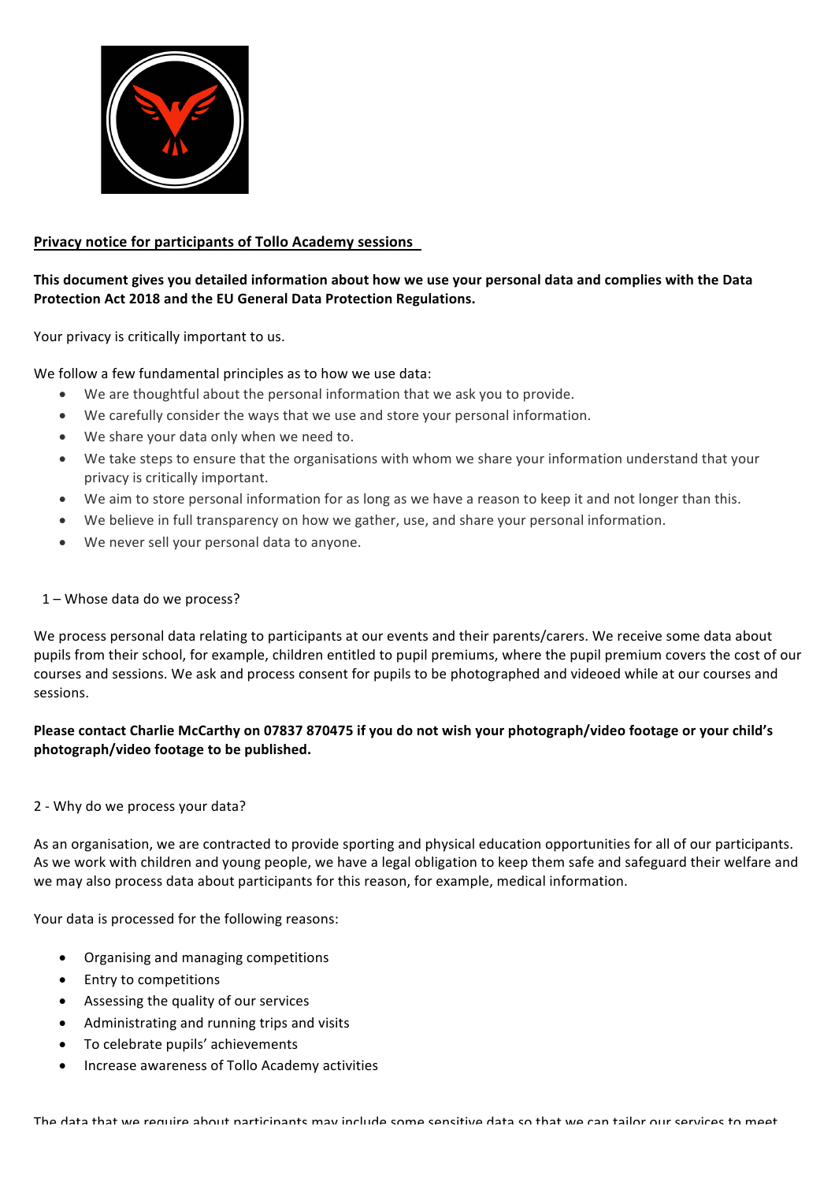**Privacy notice for participants of Tollo Academy sessions**

**This document gives you detailed information about how we use your personal data and complies with the Data Protection Act 2018 and the EU General Data Protection Regulations.**

Your privacy is critically important to us.

We follow a few fundamental principles as to how we use data:

- We are thoughtful about the personal information that we ask you to provide.
- We carefully consider the ways that we use and store your personal information.
- We share your data only when we need to.
- We take steps to ensure that the organisations with whom we share your information understand that your privacy is critically important.
- We aim to store personal information for as long as we have a reason to keep it and not longer than this.
- We believe in full transparency on how we gather, use, and share your personal information.
- We never sell your personal data to anyone.

1 – Whose data do we process?

We process personal data relating to participants at our events and their parents/carers. We receive some data about pupils from their school, for example, children entitled to pupil premiums, where the pupil premium covers the cost of our courses and sessions. We ask and process consent for pupils to be photographed and videoed while at our courses and sessions.

**Please contact Charlie McCarthy on 07837 870475 if you do not wish your photograph/video footage or your child's photograph/video footage to be published.**

2 - Why do we process your data?

As an organisation, we are contracted to provide sporting and physical education opportunities for all of our participants. As we work with children and young people, we have a legal obligation to keep them safe and safeguard their welfare and we may also process data about participants for this reason, for example, medical information.

Your data is processed for the following reasons:

- Organising and managing competitions
- Entry to competitions
- Assessing the quality of our services
- Administrating and running trips and visits
- To celebrate pupils' achievements
- Increase awareness of Tollo Academy activities

The data that we require about participants may include some sensitive data so that we can tailor our services to meet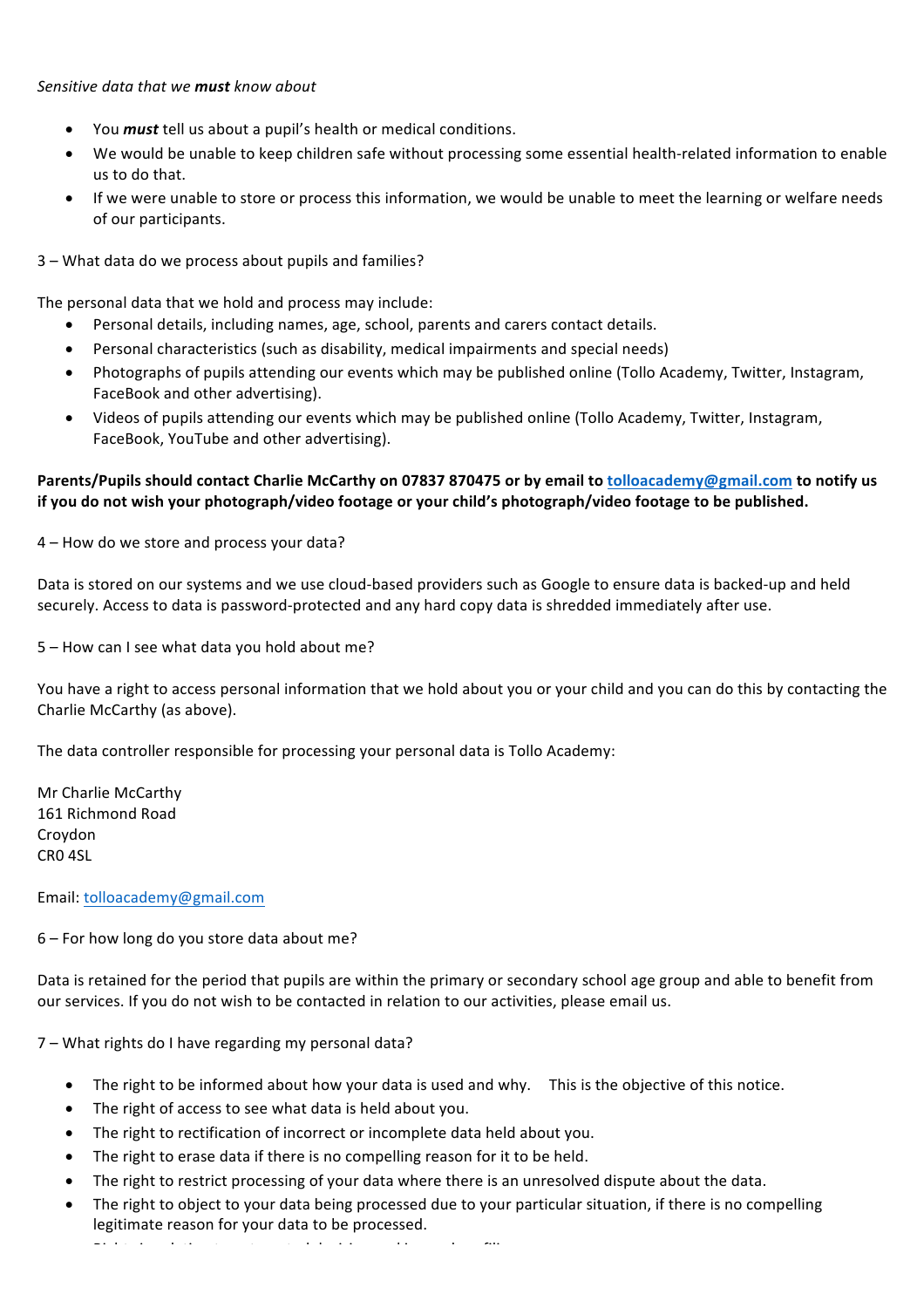*Sensitive data that we **must** know about*

- You ***must*** tell us about a pupil's health or medical conditions.
- We would be unable to keep children safe without processing some essential health-related information to enable us to do that.
- If we were unable to store or process this information, we would be unable to meet the learning or welfare needs of our participants.

3 – What data do we process about pupils and families?

The personal data that we hold and process may include:

- Personal details, including names, age, school, parents and carers contact details.
- Personal characteristics (such as disability, medical impairments and special needs)
- Photographs of pupils attending our events which may be published online (Tollo Academy, Twitter, Instagram, FaceBook and other advertising).
- Videos of pupils attending our events which may be published online (Tollo Academy, Twitter, Instagram, FaceBook, YouTube and other advertising).

**Parents/Pupils should contact Charlie McCarthy on 07837 870475 or by email to tolloacademy@gmail.com to notify us if you do not wish your photograph/video footage or your child's photograph/video footage to be published.**

4 – How do we store and process your data?

Data is stored on our systems and we use cloud-based providers such as Google to ensure data is backed-up and held securely. Access to data is password-protected and any hard copy data is shredded immediately after use.

5 – How can I see what data you hold about me?

You have a right to access personal information that we hold about you or your child and you can do this by contacting the Charlie McCarthy (as above).

The data controller responsible for processing your personal data is Tollo Academy:

Mr Charlie McCarthy
161 Richmond Road
Croydon
CR0 4SL

Email: tolloacademy@gmail.com

6 – For how long do you store data about me?

Data is retained for the period that pupils are within the primary or secondary school age group and able to benefit from our services. If you do not wish to be contacted in relation to our activities, please email us.

7 – What rights do I have regarding my personal data?

- The right to be informed about how your data is used and why. This is the objective of this notice.
- The right of access to see what data is held about you.
- The right to rectification of incorrect or incomplete data held about you.
- The right to erase data if there is no compelling reason for it to be held.
- The right to restrict processing of your data where there is an unresolved dispute about the data.
- The right to object to your data being processed due to your particular situation, if there is no compelling legitimate reason for your data to be processed.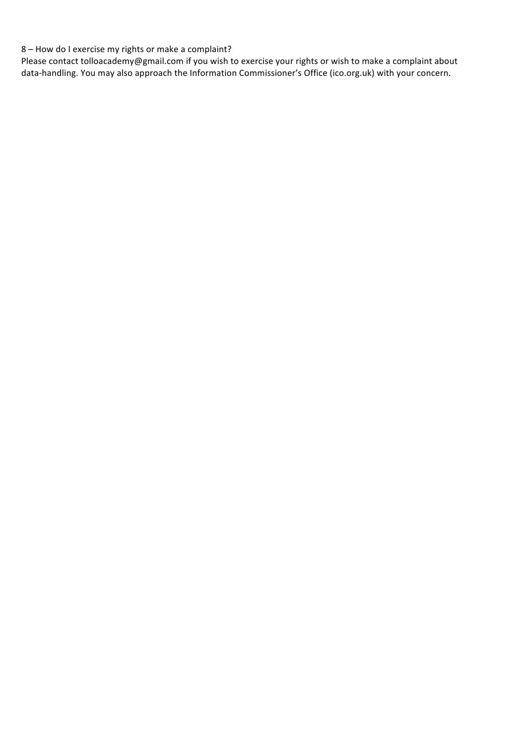8 – How do I exercise my rights or make a complaint?

Please contact tolloacademy@gmail.com if you wish to exercise your rights or wish to make a complaint about data-handling. You may also approach the Information Commissioner's Office (ico.org.uk) with your concern.